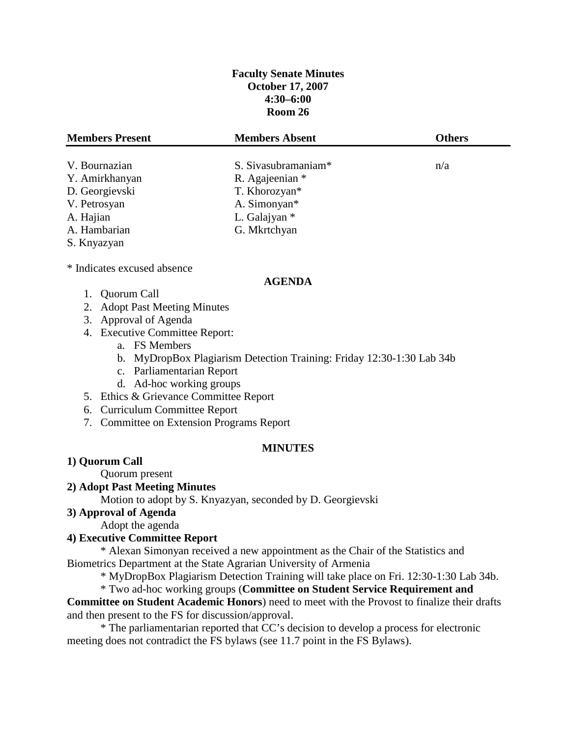**Faculty Senate Minutes**
**October 17, 2007**
**4:30–6:00**
**Room 26**

| Members Present | Members Absent | Others |
|---|---|---|
| V. Bournazian | S. Sivasubramaniam* | n/a |
| Y. Amirkhanyan | R. Agajeenian * | |
| D. Georgievski | T. Khorozyan* | |
| V. Petrosyan | A. Simonyan* | |
| A. Hajian | L. Galajyan * | |
| A. Hambarian | G. Mkrtchyan | |
| S. Knyazyan | | |

* Indicates excused absence

**AGENDA**

1. Quorum Call
2. Adopt Past Meeting Minutes
3. Approval of Agenda
4. Executive Committee Report:
   a. FS Members
   b. MyDropBox Plagiarism Detection Training: Friday 12:30-1:30 Lab 34b
   c. Parliamentarian Report
   d. Ad-hoc working groups
5. Ethics & Grievance Committee Report
6. Curriculum Committee Report
7. Committee on Extension Programs Report

**MINUTES**

**1) Quorum Call**

Quorum present

**2) Adopt Past Meeting Minutes**

Motion to adopt by S. Knyazyan, seconded by D. Georgievski

**3) Approval of Agenda**

Adopt the agenda

**4) Executive Committee Report**

* Alexan Simonyan received a new appointment as the Chair of the Statistics and Biometrics Department at the State Agrarian University of Armenia

* MyDropBox Plagiarism Detection Training will take place on Fri. 12:30-1:30 Lab 34b.

* Two ad-hoc working groups (**Committee on Student Service Requirement and Committee on Student Academic Honors**) need to meet with the Provost to finalize their drafts and then present to the FS for discussion/approval.

* The parliamentarian reported that CC's decision to develop a process for electronic meeting does not contradict the FS bylaws (see 11.7 point in the FS Bylaws).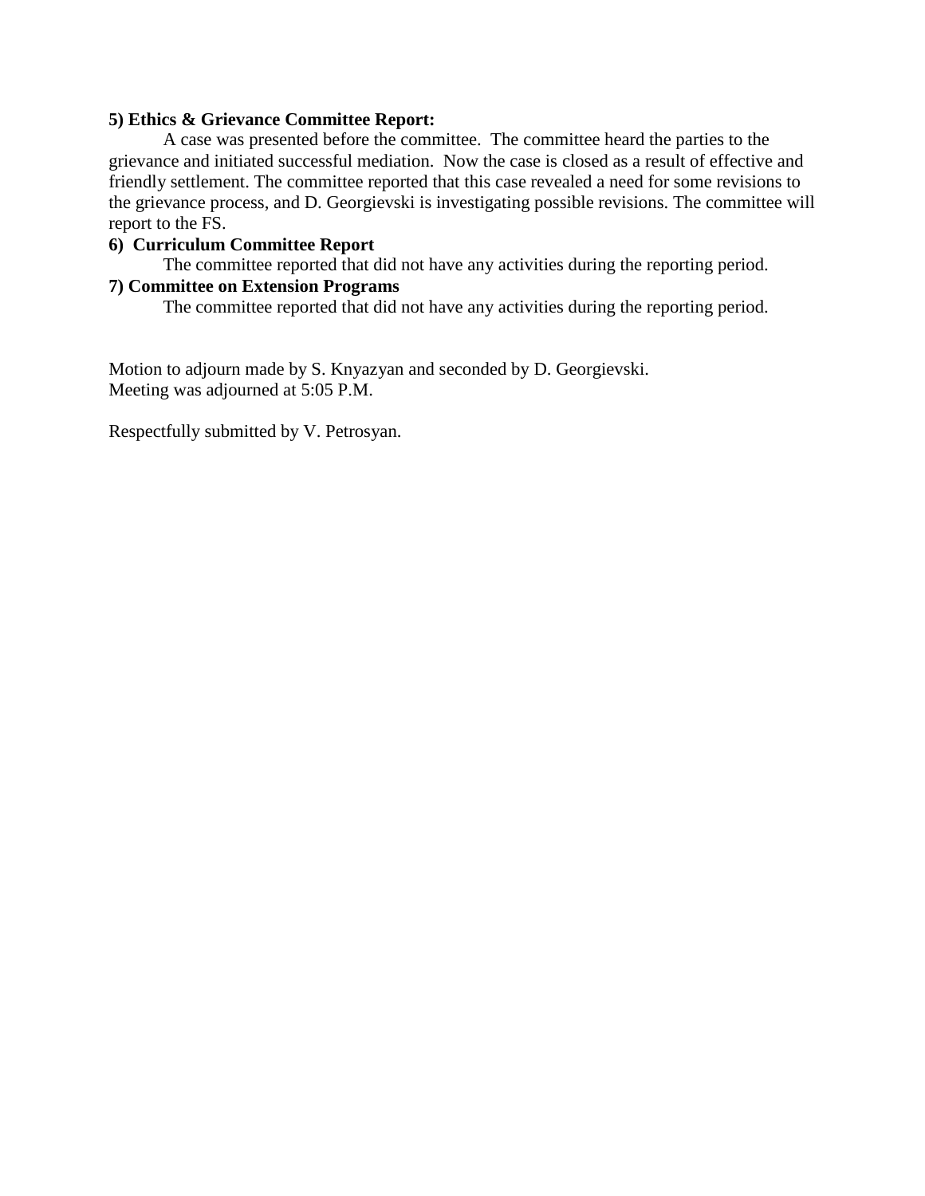**5) Ethics & Grievance Committee Report:**

A case was presented before the committee. The committee heard the parties to the grievance and initiated successful mediation. Now the case is closed as a result of effective and friendly settlement. The committee reported that this case revealed a need for some revisions to the grievance process, and D. Georgievski is investigating possible revisions. The committee will report to the FS.

**6) Curriculum Committee Report**

The committee reported that did not have any activities during the reporting period.

**7) Committee on Extension Programs**

The committee reported that did not have any activities during the reporting period.

Motion to adjourn made by S. Knyazyan and seconded by D. Georgievski.
Meeting was adjourned at 5:05 P.M.

Respectfully submitted by V. Petrosyan.